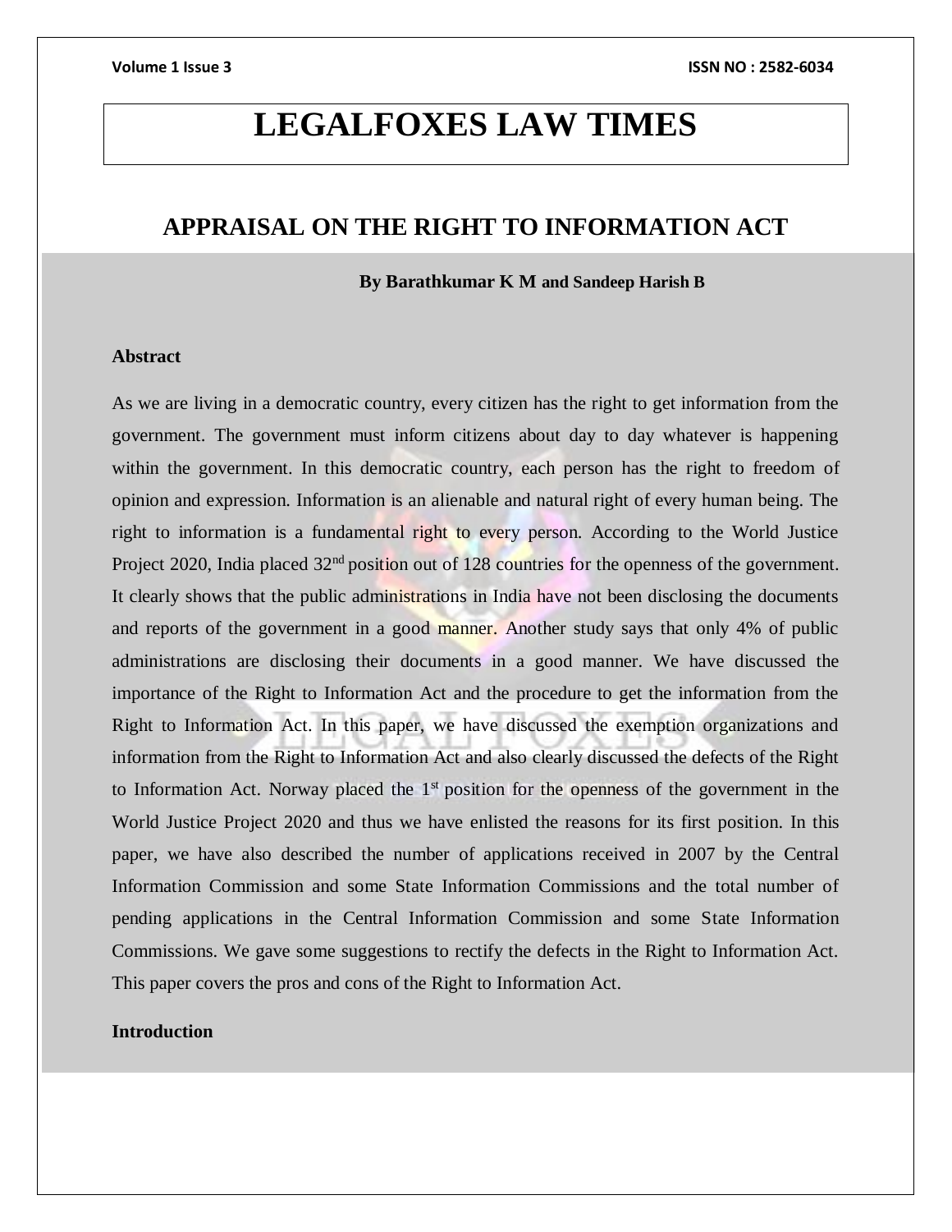# LEGALFOXES LAW TIMES

## APPRAISAL ON THE RIGHT TO INFORMATION ACT

**By Barathkumar K M and Sandeep Harish B**

**Abstract**

As we are living in a democratic country, every citizen has the right to get information from the government. The government must inform citizens about day to day whatever is happening within the government. In this democratic country, each person has the right to freedom of opinion and expression. Information is an alienable and natural right of every human being. The right to information is a fundamental right to every person. According to the World Justice Project 2020, India placed 32nd position out of 128 countries for the openness of the government. It clearly shows that the public administrations in India have not been disclosing the documents and reports of the government in a good manner. Another study says that only 4% of public administrations are disclosing their documents in a good manner. We have discussed the importance of the Right to Information Act and the procedure to get the information from the Right to Information Act. In this paper, we have discussed the exemption organizations and information from the Right to Information Act and also clearly discussed the defects of the Right to Information Act. Norway placed the 1st position for the openness of the government in the World Justice Project 2020 and thus we have enlisted the reasons for its first position. In this paper, we have also described the number of applications received in 2007 by the Central Information Commission and some State Information Commissions and the total number of pending applications in the Central Information Commission and some State Information Commissions. We gave some suggestions to rectify the defects in the Right to Information Act. This paper covers the pros and cons of the Right to Information Act.

**Introduction**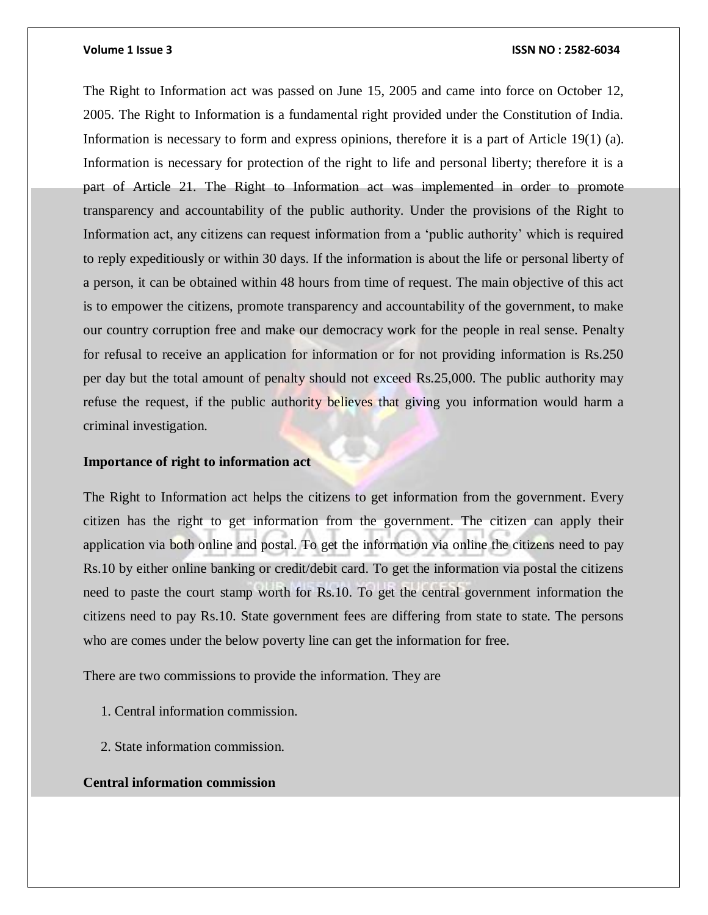The Right to Information act was passed on June 15, 2005 and came into force on October 12, 2005. The Right to Information is a fundamental right provided under the Constitution of India. Information is necessary to form and express opinions, therefore it is a part of Article 19(1) (a). Information is necessary for protection of the right to life and personal liberty; therefore it is a part of Article 21. The Right to Information act was implemented in order to promote transparency and accountability of the public authority. Under the provisions of the Right to Information act, any citizens can request information from a 'public authority' which is required to reply expeditiously or within 30 days. If the information is about the life or personal liberty of a person, it can be obtained within 48 hours from time of request. The main objective of this act is to empower the citizens, promote transparency and accountability of the government, to make our country corruption free and make our democracy work for the people in real sense. Penalty for refusal to receive an application for information or for not providing information is Rs.250 per day but the total amount of penalty should not exceed Rs.25,000. The public authority may refuse the request, if the public authority believes that giving you information would harm a criminal investigation.

**Importance of right to information act**

The Right to Information act helps the citizens to get information from the government. Every citizen has the right to get information from the government. The citizen can apply their application via both online and postal. To get the information via online the citizens need to pay Rs.10 by either online banking or credit/debit card. To get the information via postal the citizens need to paste the court stamp worth for Rs.10. To get the central government information the citizens need to pay Rs.10. State government fees are differing from state to state. The persons who are comes under the below poverty line can get the information for free.

There are two commissions to provide the information. They are

1. Central information commission.
2. State information commission.

**Central information commission**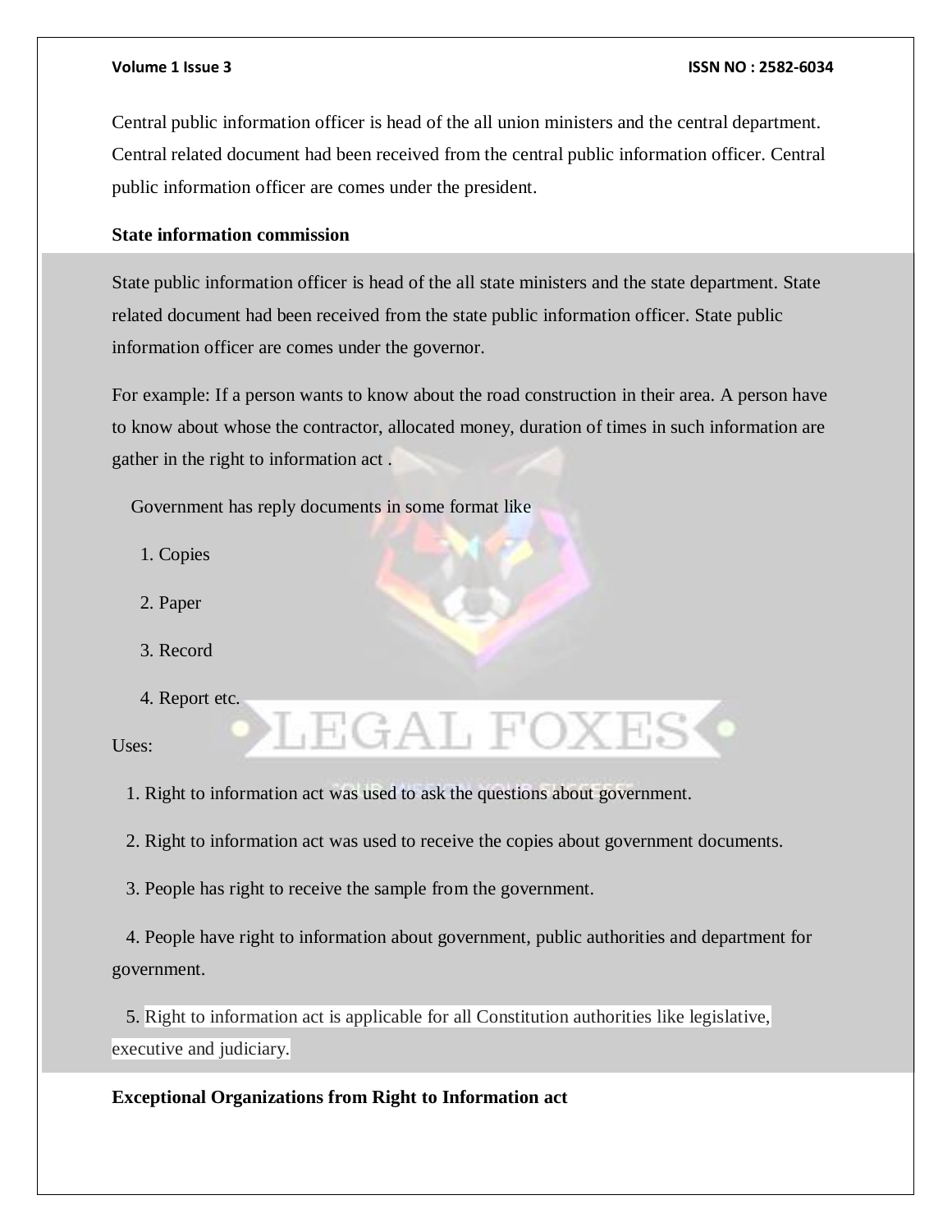Central public information officer is head of the all union ministers and the central department. Central related document had been received from the central public information officer. Central public information officer are comes under the president.

**State information commission**

State public information officer is head of the all state ministers and the state department. State related document had been received from the state public information officer. State public information officer are comes under the governor.

For example: If a person wants to know about the road construction in their area. A person have to know about whose the contractor, allocated money, duration of times in such information are gather in the right to information act .

Government has reply documents in some format like

1. Copies
2. Paper
3. Record
4. Report etc.

Uses:

1. Right to information act was used to ask the questions about government.
2. Right to information act was used to receive the copies about government documents.
3. People has right to receive the sample from the government.
4. People have right to information about government, public authorities and department for government.
5. Right to information act is applicable for all Constitution authorities like legislative, executive and judiciary.

**Exceptional Organizations from Right to Information act**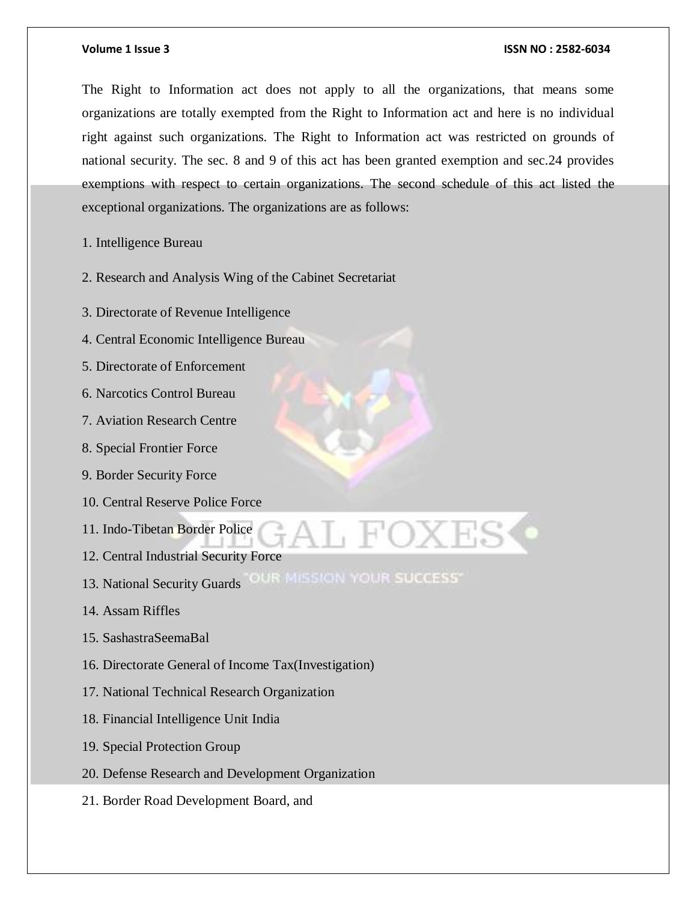The Right to Information act does not apply to all the organizations, that means some organizations are totally exempted from the Right to Information act and here is no individual right against such organizations. The Right to Information act was restricted on grounds of national security. The sec. 8 and 9 of this act has been granted exemption and sec.24 provides exemptions with respect to certain organizations. The second schedule of this act listed the exceptional organizations. The organizations are as follows:

1. Intelligence Bureau
2. Research and Analysis Wing of the Cabinet Secretariat
3. Directorate of Revenue Intelligence
4. Central Economic Intelligence Bureau
5. Directorate of Enforcement
6. Narcotics Control Bureau
7. Aviation Research Centre
8. Special Frontier Force
9. Border Security Force
10. Central Reserve Police Force
11. Indo-Tibetan Border Police
12. Central Industrial Security Force
13. National Security Guards
14. Assam Riffles
15. SashastraSeemaBal
16. Directorate General of Income Tax(Investigation)
17. National Technical Research Organization
18. Financial Intelligence Unit India
19. Special Protection Group
20. Defense Research and Development Organization
21. Border Road Development Board, and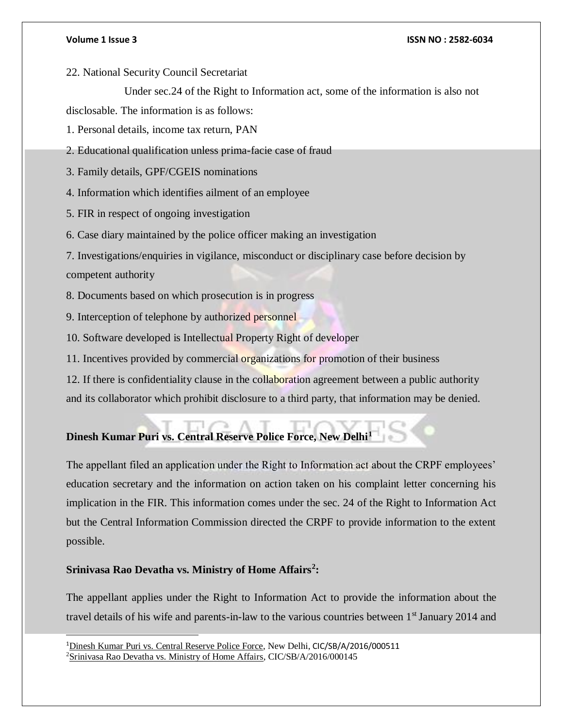22. National Security Council Secretariat

Under sec.24 of the Right to Information act, some of the information is also not disclosable. The information is as follows:

1. Personal details, income tax return, PAN
2. Educational qualification unless prima-facie case of fraud
3. Family details, GPF/CGEIS nominations
4. Information which identifies ailment of an employee
5. FIR in respect of ongoing investigation
6. Case diary maintained by the police officer making an investigation
7. Investigations/enquiries in vigilance, misconduct or disciplinary case before decision by competent authority
8. Documents based on which prosecution is in progress
9. Interception of telephone by authorized personnel
10. Software developed is Intellectual Property Right of developer
11. Incentives provided by commercial organizations for promotion of their business
12. If there is confidentiality clause in the collaboration agreement between a public authority and its collaborator which prohibit disclosure to a third party, that information may be denied.

**Dinesh Kumar Puri vs. Central Reserve Police Force, New Delhi[1]**

The appellant filed an application under the Right to Information act about the CRPF employees' education secretary and the information on action taken on his complaint letter concerning his implication in the FIR. This information comes under the sec. 24 of the Right to Information Act but the Central Information Commission directed the CRPF to provide information to the extent possible.

**Srinivasa Rao Devatha vs. Ministry of Home Affairs[2]:**

The appellant applies under the Right to Information Act to provide the information about the travel details of his wife and parents-in-law to the various countries between 1st January 2014 and

[1] Dinesh Kumar Puri vs. Central Reserve Police Force, New Delhi, CIC/SB/A/2016/000511

[2] Srinivasa Rao Devatha vs. Ministry of Home Affairs, CIC/SB/A/2016/000145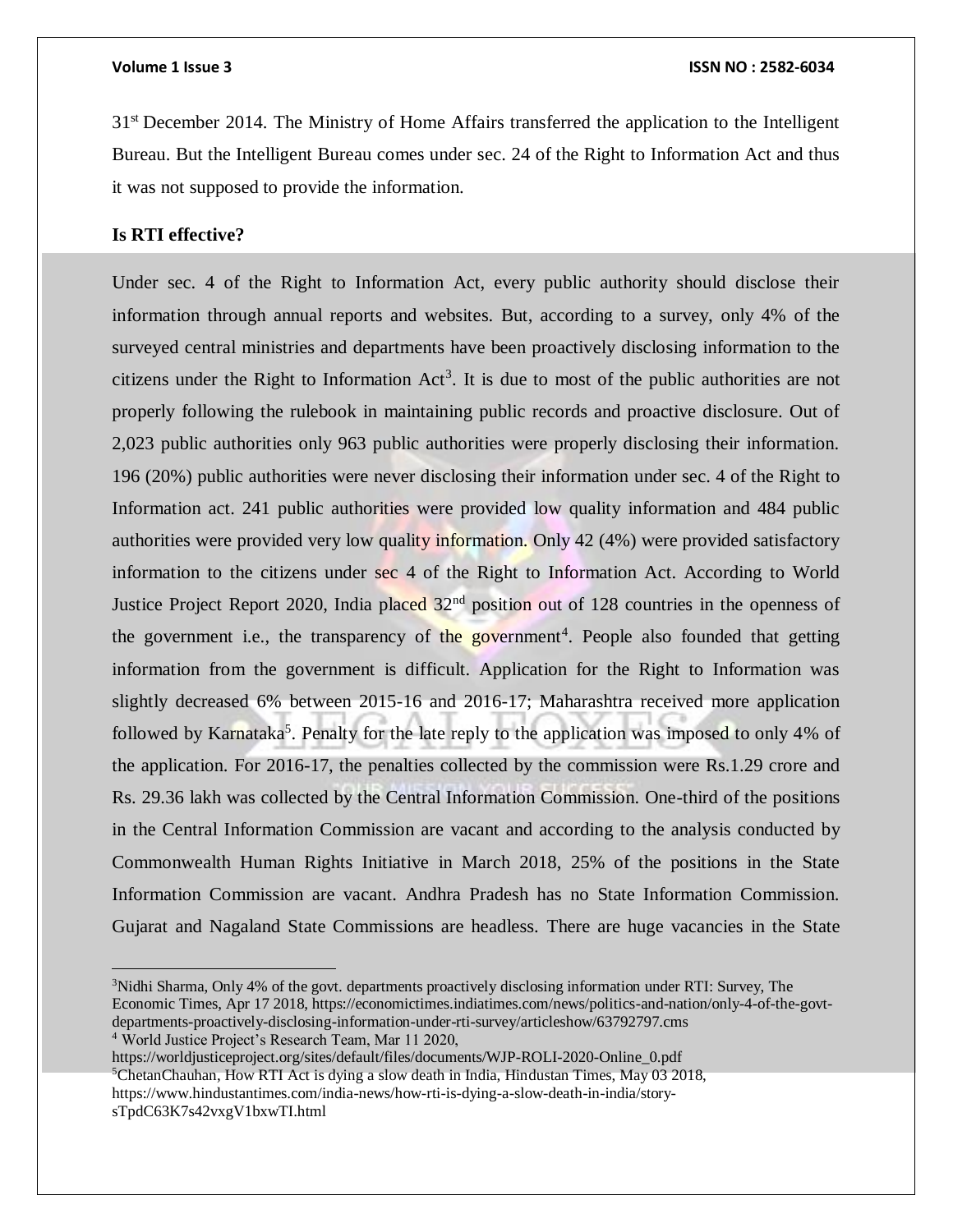31st December 2014. The Ministry of Home Affairs transferred the application to the Intelligent Bureau. But the Intelligent Bureau comes under sec. 24 of the Right to Information Act and thus it was not supposed to provide the information.

**Is RTI effective?**

Under sec. 4 of the Right to Information Act, every public authority should disclose their information through annual reports and websites. But, according to a survey, only 4% of the surveyed central ministries and departments have been proactively disclosing information to the citizens under the Right to Information Act[3]. It is due to most of the public authorities are not properly following the rulebook in maintaining public records and proactive disclosure. Out of 2,023 public authorities only 963 public authorities were properly disclosing their information. 196 (20%) public authorities were never disclosing their information under sec. 4 of the Right to Information act. 241 public authorities were provided low quality information and 484 public authorities were provided very low quality information. Only 42 (4%) were provided satisfactory information to the citizens under sec 4 of the Right to Information Act. According to World Justice Project Report 2020, India placed 32nd position out of 128 countries in the openness of the government i.e., the transparency of the government[4]. People also founded that getting information from the government is difficult. Application for the Right to Information was slightly decreased 6% between 2015-16 and 2016-17; Maharashtra received more application followed by Karnataka[5]. Penalty for the late reply to the application was imposed to only 4% of the application. For 2016-17, the penalties collected by the commission were Rs.1.29 crore and Rs. 29.36 lakh was collected by the Central Information Commission. One-third of the positions in the Central Information Commission are vacant and according to the analysis conducted by Commonwealth Human Rights Initiative in March 2018, 25% of the positions in the State Information Commission are vacant. Andhra Pradesh has no State Information Commission. Gujarat and Nagaland State Commissions are headless. There are huge vacancies in the State

---

[3] Nidhi Sharma, Only 4% of the govt. departments proactively disclosing information under RTI: Survey, The Economic Times, Apr 17 2018, https://economictimes.indiatimes.com/news/politics-and-nation/only-4-of-the-govt-departments-proactively-disclosing-information-under-rti-survey/articleshow/63792797.cms

[4] World Justice Project's Research Team, Mar 11 2020, https://worldjusticeproject.org/sites/default/files/documents/WJP-ROLI-2020-Online_0.pdf

[5] ChetanChauhan, How RTI Act is dying a slow death in India, Hindustan Times, May 03 2018, https://www.hindustantimes.com/india-news/how-rti-is-dying-a-slow-death-in-india/story-sTpdC63K7s42vxgV1bxwTI.html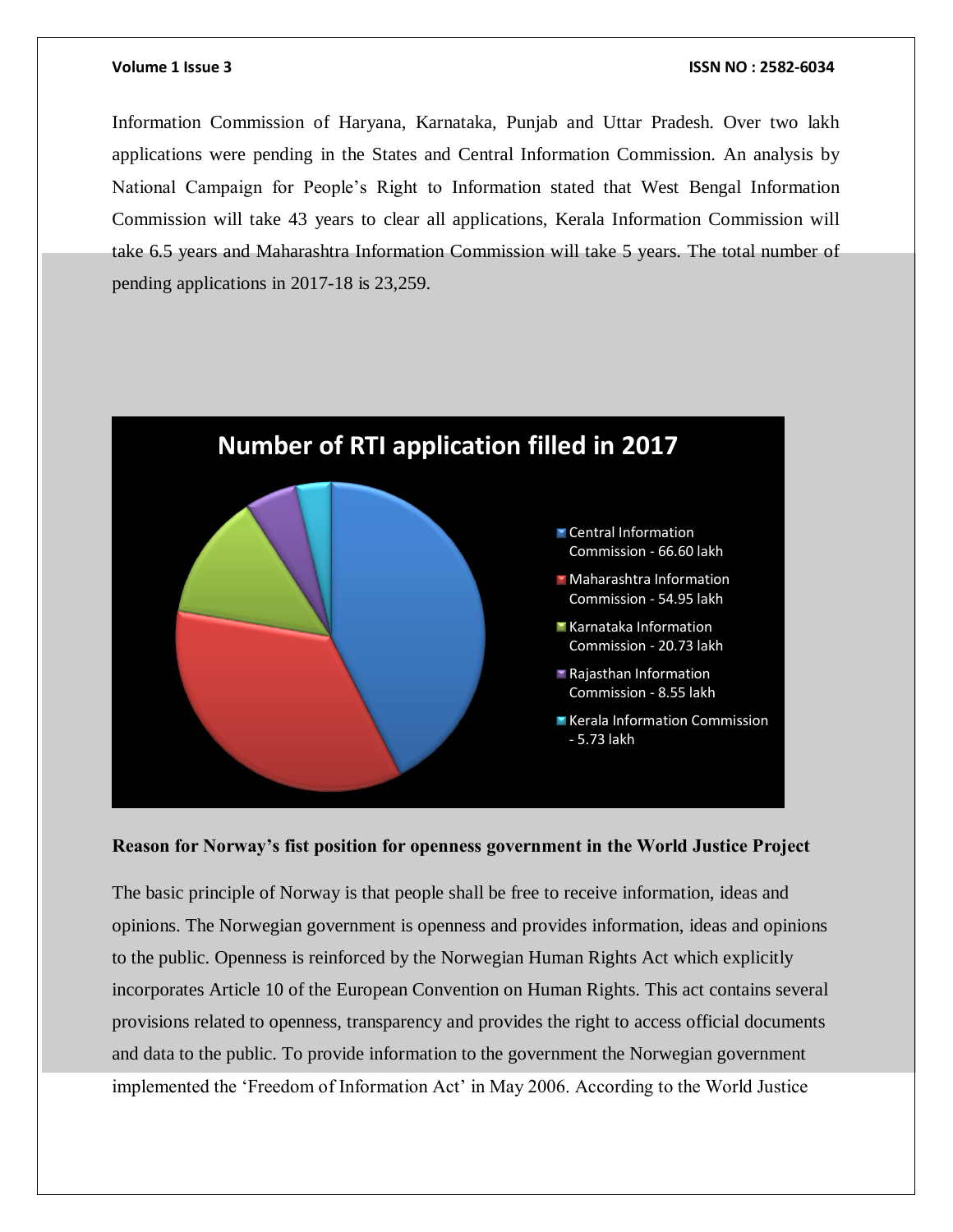Information Commission of Haryana, Karnataka, Punjab and Uttar Pradesh. Over two lakh applications were pending in the States and Central Information Commission. An analysis by National Campaign for People's Right to Information stated that West Bengal Information Commission will take 43 years to clear all applications, Kerala Information Commission will take 6.5 years and Maharashtra Information Commission will take 5 years. The total number of pending applications in 2017-18 is 23,259.

**Number of RTI application filled in 2017**

- Central Information Commission - 66.60 lakh
- Maharashtra Information Commission - 54.95 lakh
- Karnataka Information Commission - 20.73 lakh
- Rajasthan Information Commission - 8.55 lakh
- Kerala Information Commission - 5.73 lakh

**Reason for Norway's fist position for openness government in the World Justice Project**

The basic principle of Norway is that people shall be free to receive information, ideas and opinions. The Norwegian government is openness and provides information, ideas and opinions to the public. Openness is reinforced by the Norwegian Human Rights Act which explicitly incorporates Article 10 of the European Convention on Human Rights. This act contains several provisions related to openness, transparency and provides the right to access official documents and data to the public. To provide information to the government the Norwegian government implemented the 'Freedom of Information Act' in May 2006. According to the World Justice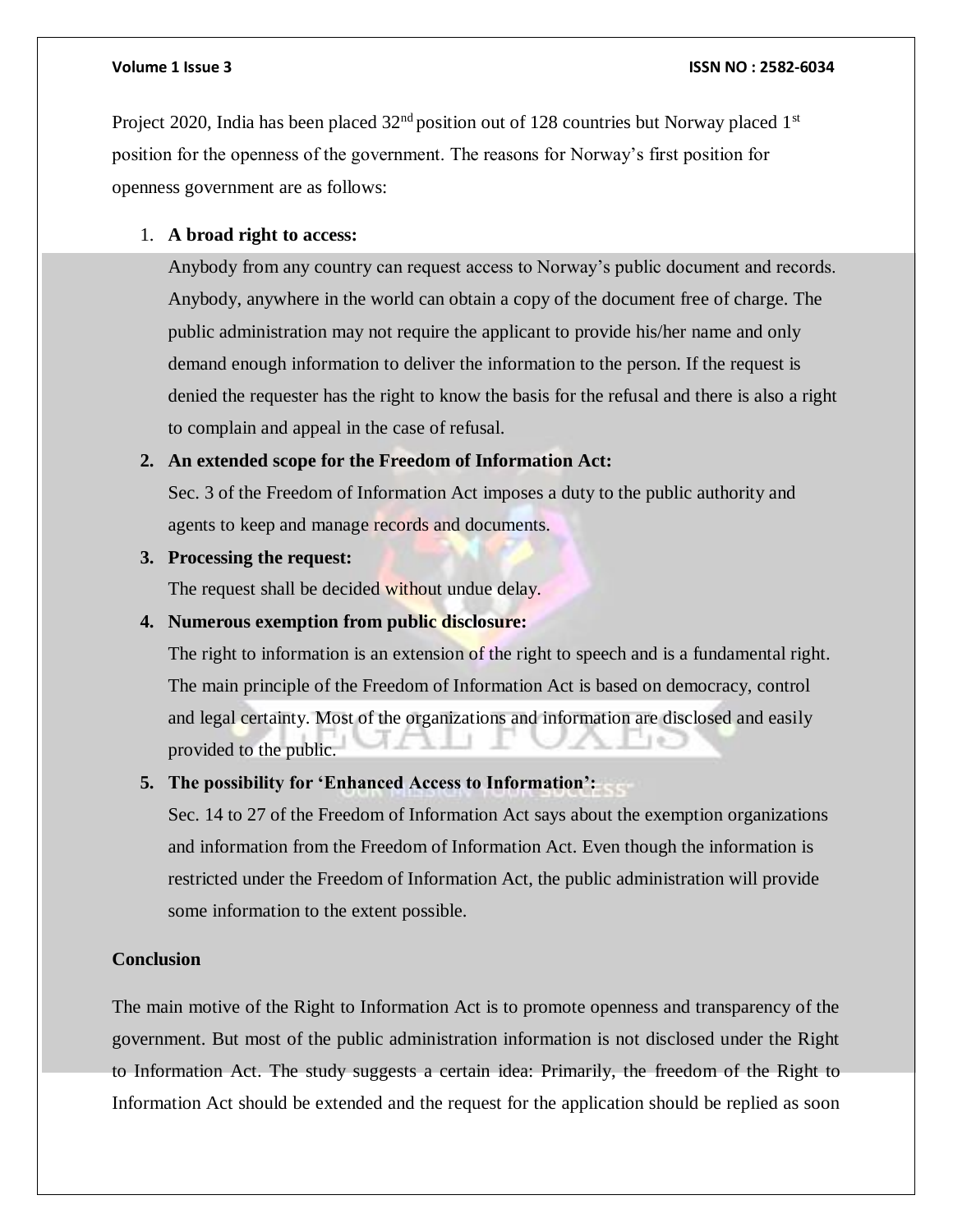Project 2020, India has been placed 32nd position out of 128 countries but Norway placed 1st position for the openness of the government. The reasons for Norway's first position for openness government are as follows:

1. **A broad right to access:**
   Anybody from any country can request access to Norway's public document and records. Anybody, anywhere in the world can obtain a copy of the document free of charge. The public administration may not require the applicant to provide his/her name and only demand enough information to deliver the information to the person. If the request is denied the requester has the right to know the basis for the refusal and there is also a right to complain and appeal in the case of refusal.
2. **An extended scope for the Freedom of Information Act:**
   Sec. 3 of the Freedom of Information Act imposes a duty to the public authority and agents to keep and manage records and documents.
3. **Processing the request:**
   The request shall be decided without undue delay.
4. **Numerous exemption from public disclosure:**
   The right to information is an extension of the right to speech and is a fundamental right. The main principle of the Freedom of Information Act is based on democracy, control and legal certainty. Most of the organizations and information are disclosed and easily provided to the public.
5. **The possibility for 'Enhanced Access to Information':**
   Sec. 14 to 27 of the Freedom of Information Act says about the exemption organizations and information from the Freedom of Information Act. Even though the information is restricted under the Freedom of Information Act, the public administration will provide some information to the extent possible.

**Conclusion**

The main motive of the Right to Information Act is to promote openness and transparency of the government. But most of the public administration information is not disclosed under the Right to Information Act. The study suggests a certain idea: Primarily, the freedom of the Right to Information Act should be extended and the request for the application should be replied as soon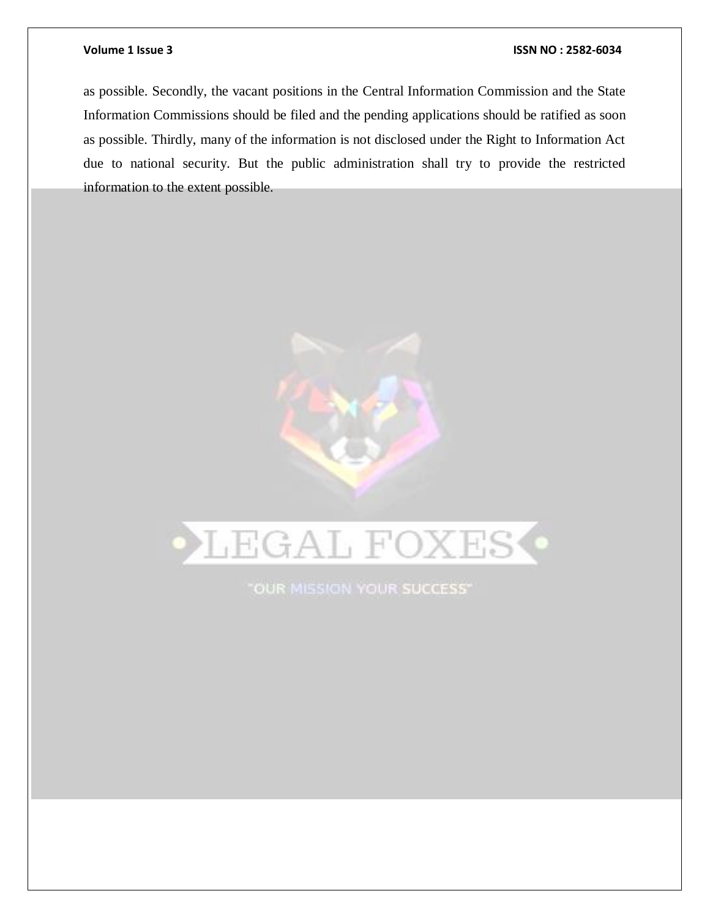as possible. Secondly, the vacant positions in the Central Information Commission and the State Information Commissions should be filed and the pending applications should be ratified as soon as possible. Thirdly, many of the information is not disclosed under the Right to Information Act due to national security. But the public administration shall try to provide the restricted information to the extent possible.